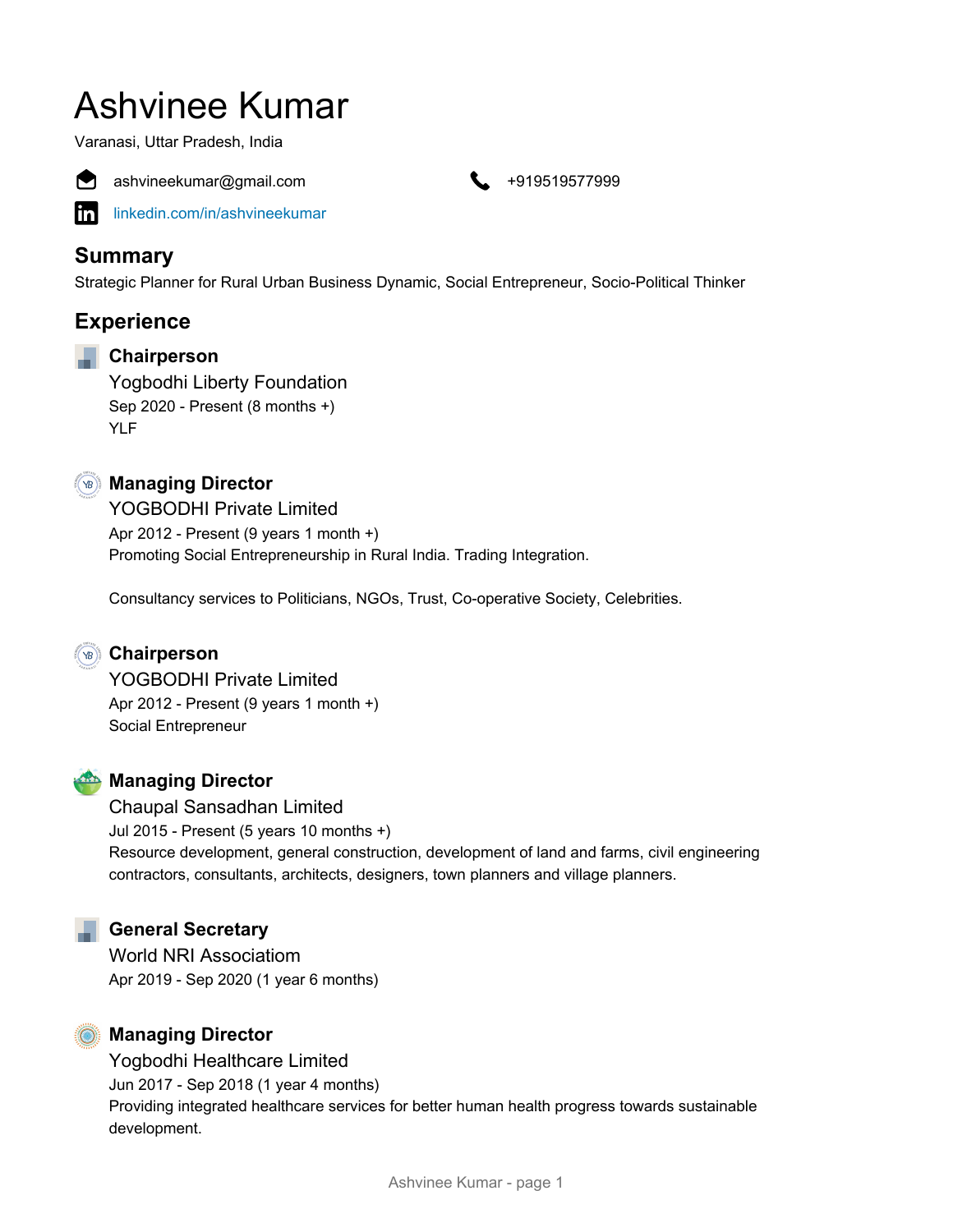# Ashvinee Kumar

Varanasi, Uttar Pradesh, India

ashvineekumar@gmail.com

+919519577999

linkedin.com/in/ashvineekumar

## Summary

Strategic Planner for Rural Urban Business Dynamic, Social Entrepreneur, Socio-Political Thinker

## Experience

### Chairperson
Yogbodhi Liberty Foundation
Sep 2020 - Present (8 months +)
YLF

### Managing Director
YOGBODHI Private Limited
Apr 2012 - Present (9 years 1 month +)
Promoting Social Entrepreneurship in Rural India. Trading Integration.

Consultancy services to Politicians, NGOs, Trust, Co-operative Society, Celebrities.

### Chairperson
YOGBODHI Private Limited
Apr 2012 - Present (9 years 1 month +)
Social Entrepreneur

### Managing Director
Chaupal Sansadhan Limited
Jul 2015 - Present (5 years 10 months +)
Resource development, general construction, development of land and farms, civil engineering contractors, consultants, architects, designers, town planners and village planners.

### General Secretary
World NRI Associatiom
Apr 2019 - Sep 2020 (1 year 6 months)

### Managing Director
Yogbodhi Healthcare Limited
Jun 2017 - Sep 2018 (1 year 4 months)
Providing integrated healthcare services for better human health progress towards sustainable development.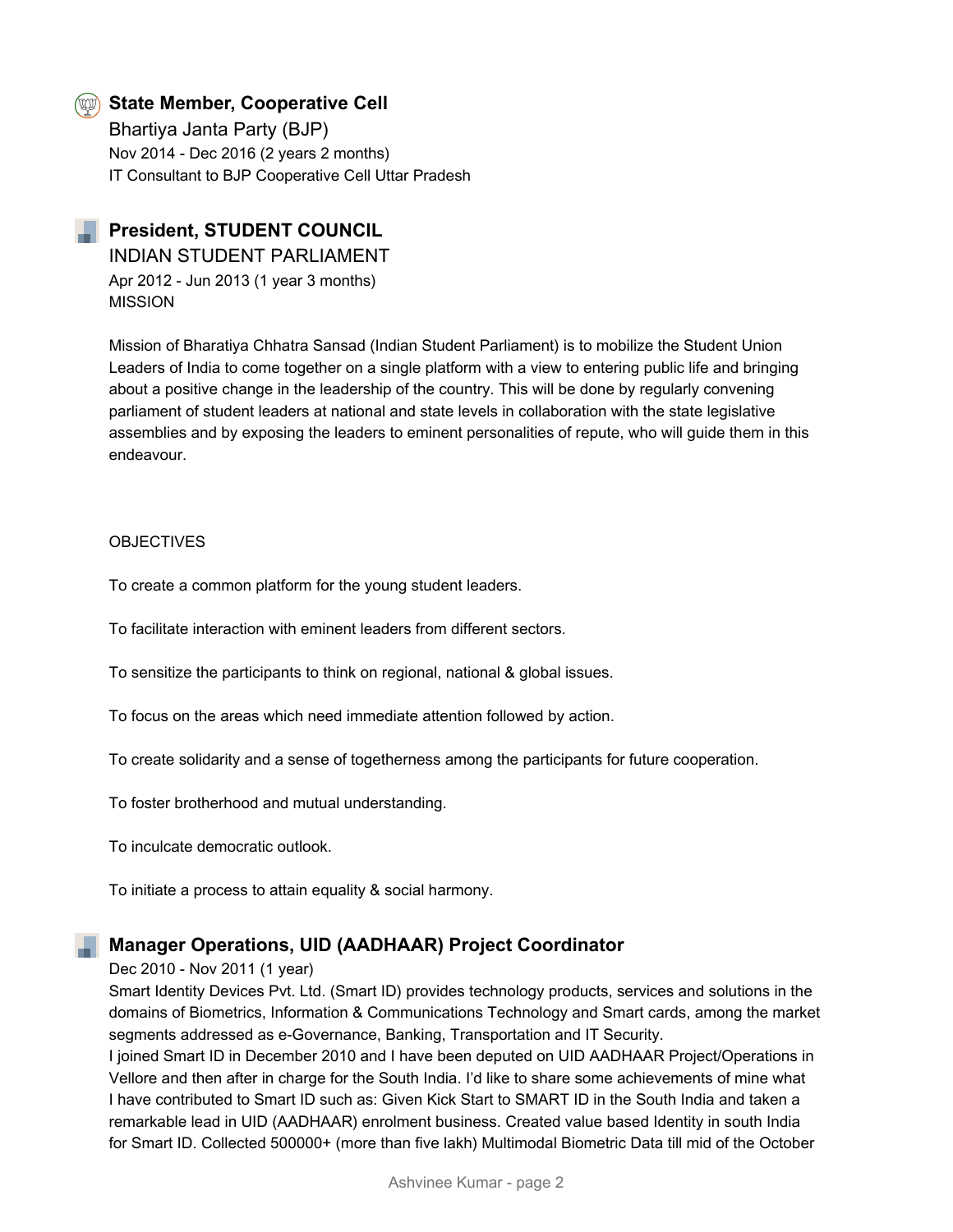### State Member, Cooperative Cell

Bhartiya Janta Party (BJP)

Nov 2014 - Dec 2016 (2 years 2 months)

IT Consultant to BJP Cooperative Cell Uttar Pradesh

### President, STUDENT COUNCIL

INDIAN STUDENT PARLIAMENT

Apr 2012 - Jun 2013 (1 year 3 months)

MISSION

Mission of Bharatiya Chhatra Sansad (Indian Student Parliament) is to mobilize the Student Union Leaders of India to come together on a single platform with a view to entering public life and bringing about a positive change in the leadership of the country. This will be done by regularly convening parliament of student leaders at national and state levels in collaboration with the state legislative assemblies and by exposing the leaders to eminent personalities of repute, who will guide them in this endeavour.

OBJECTIVES

To create a common platform for the young student leaders.

To facilitate interaction with eminent leaders from different sectors.

To sensitize the participants to think on regional, national & global issues.

To focus on the areas which need immediate attention followed by action.

To create solidarity and a sense of togetherness among the participants for future cooperation.

To foster brotherhood and mutual understanding.

To inculcate democratic outlook.

To initiate a process to attain equality & social harmony.

### Manager Operations, UID (AADHAAR) Project Coordinator

Dec 2010 - Nov 2011 (1 year)

Smart Identity Devices Pvt. Ltd. (Smart ID) provides technology products, services and solutions in the domains of Biometrics, Information & Communications Technology and Smart cards, among the market segments addressed as e-Governance, Banking, Transportation and IT Security.

I joined Smart ID in December 2010 and I have been deputed on UID AADHAAR Project/Operations in Vellore and then after in charge for the South India. I'd like to share some achievements of mine what I have contributed to Smart ID such as: Given Kick Start to SMART ID in the South India and taken a remarkable lead in UID (AADHAAR) enrolment business. Created value based Identity in south India for Smart ID. Collected 500000+ (more than five lakh) Multimodal Biometric Data till mid of the October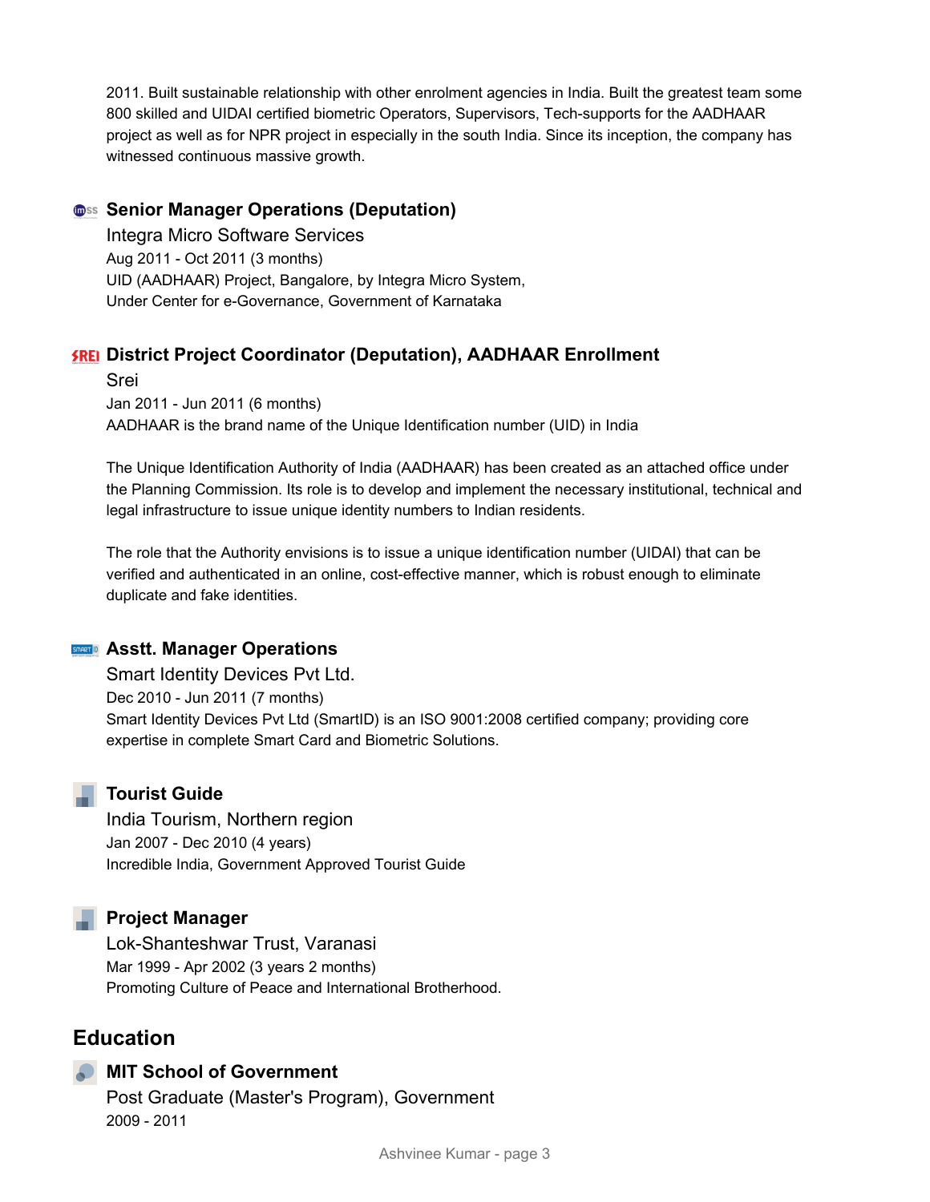2011. Built sustainable relationship with other enrolment agencies in India. Built the greatest team some 800 skilled and UIDAI certified biometric Operators, Supervisors, Tech-supports for the AADHAAR project as well as for NPR project in especially in the south India. Since its inception, the company has witnessed continuous massive growth.

### Senior Manager Operations (Deputation)

Integra Micro Software Services
Aug 2011 - Oct 2011 (3 months)
UID (AADHAAR) Project, Bangalore, by Integra Micro System,
Under Center for e-Governance, Government of Karnataka

### District Project Coordinator (Deputation), AADHAAR Enrollment

Srei
Jan 2011 - Jun 2011 (6 months)
AADHAAR is the brand name of the Unique Identification number (UID) in India

The Unique Identification Authority of India (AADHAAR) has been created as an attached office under the Planning Commission. Its role is to develop and implement the necessary institutional, technical and legal infrastructure to issue unique identity numbers to Indian residents.

The role that the Authority envisions is to issue a unique identification number (UIDAI) that can be verified and authenticated in an online, cost-effective manner, which is robust enough to eliminate duplicate and fake identities.

### Asstt. Manager Operations

Smart Identity Devices Pvt Ltd.
Dec 2010 - Jun 2011 (7 months)
Smart Identity Devices Pvt Ltd (SmartID) is an ISO 9001:2008 certified company; providing core expertise in complete Smart Card and Biometric Solutions.

### Tourist Guide

India Tourism, Northern region
Jan 2007 - Dec 2010 (4 years)
Incredible India, Government Approved Tourist Guide

### Project Manager

Lok-Shanteshwar Trust, Varanasi
Mar 1999 - Apr 2002 (3 years 2 months)
Promoting Culture of Peace and International Brotherhood.

## Education

### MIT School of Government

Post Graduate (Master's Program), Government
2009 - 2011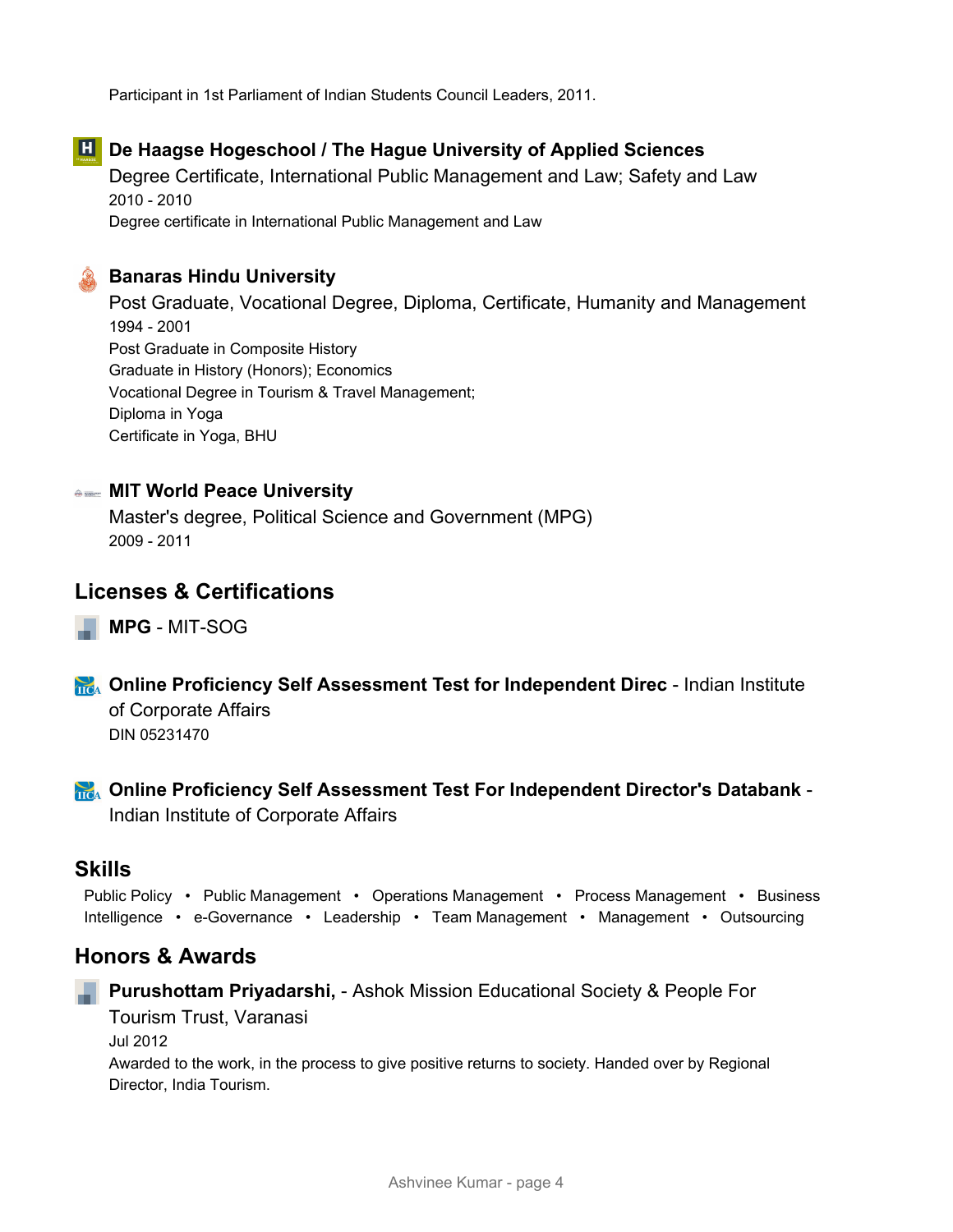Participant in 1st Parliament of Indian Students Council Leaders, 2011.

### De Haagse Hogeschool / The Hague University of Applied Sciences

Degree Certificate, International Public Management and Law; Safety and Law
2010 - 2010
Degree certificate in International Public Management and Law

### Banaras Hindu University

Post Graduate, Vocational Degree, Diploma, Certificate, Humanity and Management
1994 - 2001
Post Graduate in Composite History
Graduate in History (Honors); Economics
Vocational Degree in Tourism & Travel Management;
Diploma in Yoga
Certificate in Yoga, BHU

### MIT World Peace University

Master's degree, Political Science and Government (MPG)
2009 - 2011

## Licenses & Certifications

**MPG** - MIT-SOG

**Online Proficiency Self Assessment Test for Independent Direc** - Indian Institute of Corporate Affairs
DIN 05231470

**Online Proficiency Self Assessment Test For Independent Director's Databank** - Indian Institute of Corporate Affairs

## Skills

Public Policy • Public Management • Operations Management • Process Management • Business Intelligence • e-Governance • Leadership • Team Management • Management • Outsourcing

## Honors & Awards

**Purushottam Priyadarshi,** - Ashok Mission Educational Society & People For Tourism Trust, Varanasi
Jul 2012
Awarded to the work, in the process to give positive returns to society. Handed over by Regional Director, India Tourism.